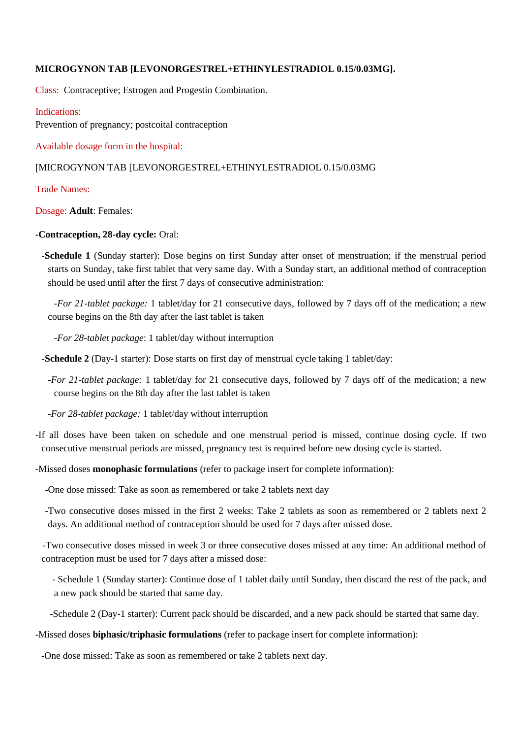**MICROGYNON TAB [LEVONORGESTREL+ETHINYLESTRADIOL 0.15/0.03MG].**

Class: Contraceptive; Estrogen and Progestin Combination.

Indications:
Prevention of pregnancy; postcoital contraception

Available dosage form in the hospital:

[MICROGYNON TAB [LEVONORGESTREL+ETHINYLESTRADIOL 0.15/0.03MG

Trade Names:

Dosage: **Adult**: Females:

**-Contraception, 28-day cycle:** Oral:

- **-Schedule 1** (Sunday starter): Dose begins on first Sunday after onset of menstruation; if the menstrual period starts on Sunday, take first tablet that very same day. With a Sunday start, an additional method of contraception should be used until after the first 7 days of consecutive administration:
  - *-For 21-tablet package:* 1 tablet/day for 21 consecutive days, followed by 7 days off of the medication; a new course begins on the 8th day after the last tablet is taken
  - *-For 28-tablet package*: 1 tablet/day without interruption
- **-Schedule 2** (Day-1 starter): Dose starts on first day of menstrual cycle taking 1 tablet/day:
  - *-For 21-tablet package:* 1 tablet/day for 21 consecutive days, followed by 7 days off of the medication; a new course begins on the 8th day after the last tablet is taken
  - *-For 28-tablet package:* 1 tablet/day without interruption

-If all doses have been taken on schedule and one menstrual period is missed, continue dosing cycle. If two consecutive menstrual periods are missed, pregnancy test is required before new dosing cycle is started.

-Missed doses **monophasic formulations** (refer to package insert for complete information):

- -One dose missed: Take as soon as remembered or take 2 tablets next day
- -Two consecutive doses missed in the first 2 weeks: Take 2 tablets as soon as remembered or 2 tablets next 2 days. An additional method of contraception should be used for 7 days after missed dose.
- -Two consecutive doses missed in week 3 or three consecutive doses missed at any time: An additional method of contraception must be used for 7 days after a missed dose:
  - - Schedule 1 (Sunday starter): Continue dose of 1 tablet daily until Sunday, then discard the rest of the pack, and a new pack should be started that same day.
  - -Schedule 2 (Day-1 starter): Current pack should be discarded, and a new pack should be started that same day.

-Missed doses **biphasic/triphasic formulations** (refer to package insert for complete information):

- -One dose missed: Take as soon as remembered or take 2 tablets next day.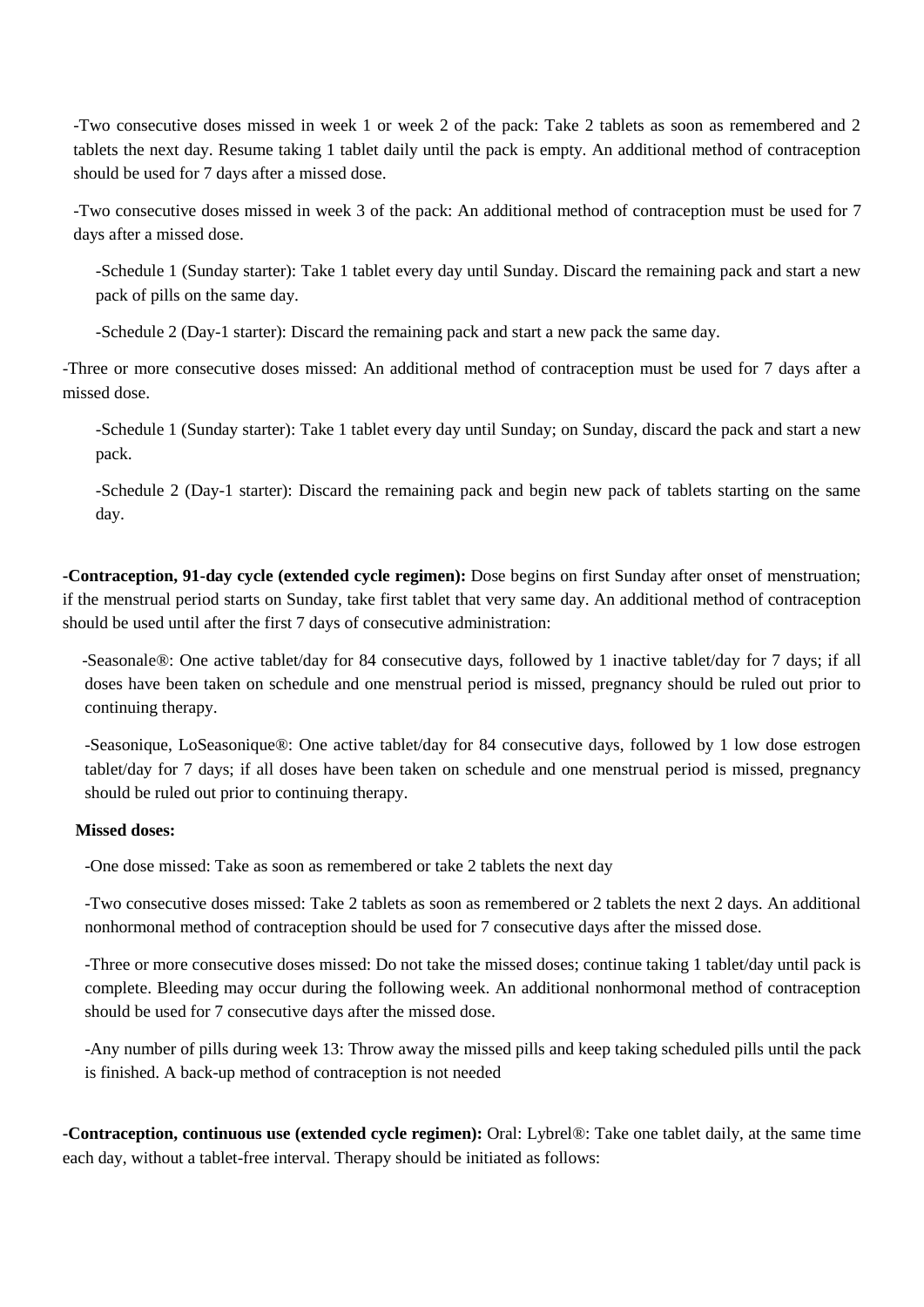-Two consecutive doses missed in week 1 or week 2 of the pack: Take 2 tablets as soon as remembered and 2 tablets the next day. Resume taking 1 tablet daily until the pack is empty. An additional method of contraception should be used for 7 days after a missed dose.

-Two consecutive doses missed in week 3 of the pack: An additional method of contraception must be used for 7 days after a missed dose.

-Schedule 1 (Sunday starter): Take 1 tablet every day until Sunday. Discard the remaining pack and start a new pack of pills on the same day.

-Schedule 2 (Day-1 starter): Discard the remaining pack and start a new pack the same day.

-Three or more consecutive doses missed: An additional method of contraception must be used for 7 days after a missed dose.

-Schedule 1 (Sunday starter): Take 1 tablet every day until Sunday; on Sunday, discard the pack and start a new pack.

-Schedule 2 (Day-1 starter): Discard the remaining pack and begin new pack of tablets starting on the same day.

**-Contraception, 91-day cycle (extended cycle regimen):** Dose begins on first Sunday after onset of menstruation; if the menstrual period starts on Sunday, take first tablet that very same day. An additional method of contraception should be used until after the first 7 days of consecutive administration:

-Seasonale®: One active tablet/day for 84 consecutive days, followed by 1 inactive tablet/day for 7 days; if all doses have been taken on schedule and one menstrual period is missed, pregnancy should be ruled out prior to continuing therapy.

-Seasonique, LoSeasonique®: One active tablet/day for 84 consecutive days, followed by 1 low dose estrogen tablet/day for 7 days; if all doses have been taken on schedule and one menstrual period is missed, pregnancy should be ruled out prior to continuing therapy.

**Missed doses:**

-One dose missed: Take as soon as remembered or take 2 tablets the next day

-Two consecutive doses missed: Take 2 tablets as soon as remembered or 2 tablets the next 2 days. An additional nonhormonal method of contraception should be used for 7 consecutive days after the missed dose.

-Three or more consecutive doses missed: Do not take the missed doses; continue taking 1 tablet/day until pack is complete. Bleeding may occur during the following week. An additional nonhormonal method of contraception should be used for 7 consecutive days after the missed dose.

-Any number of pills during week 13: Throw away the missed pills and keep taking scheduled pills until the pack is finished. A back-up method of contraception is not needed

**-Contraception, continuous use (extended cycle regimen):** Oral: Lybrel®: Take one tablet daily, at the same time each day, without a tablet-free interval. Therapy should be initiated as follows: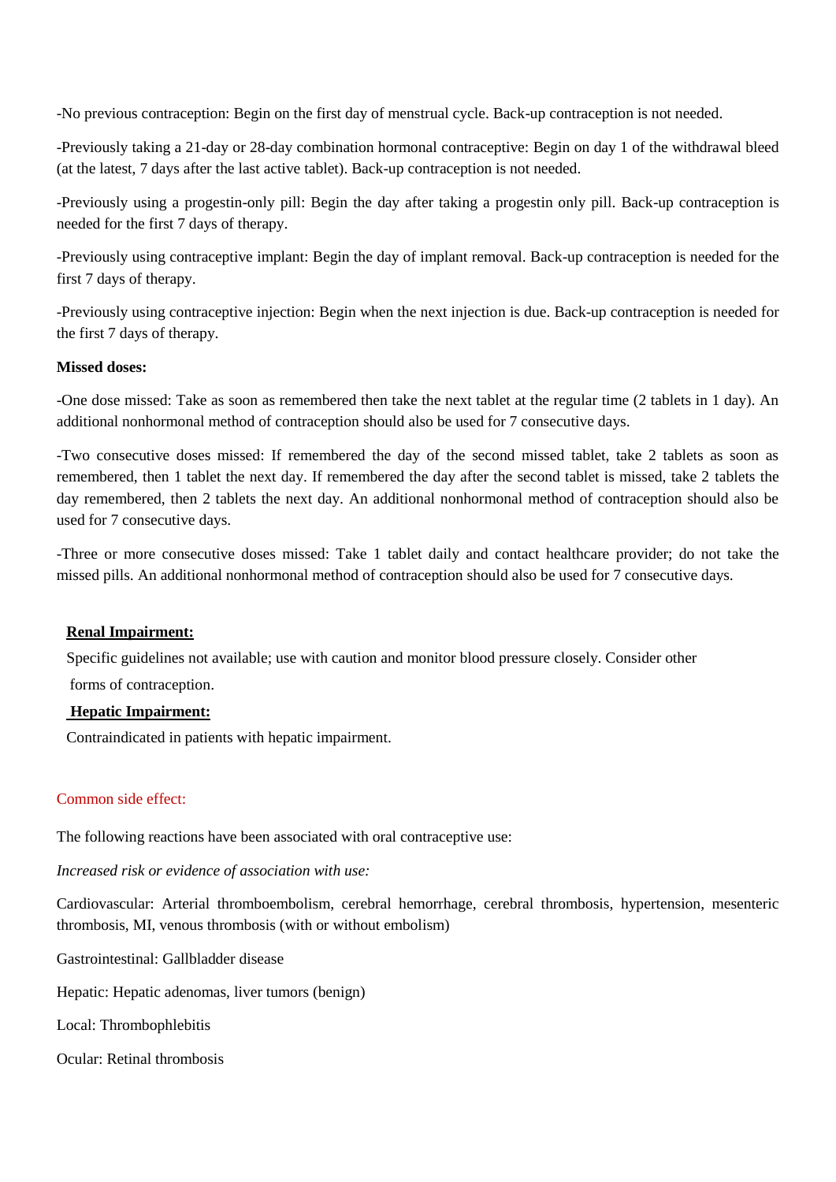-No previous contraception: Begin on the first day of menstrual cycle. Back-up contraception is not needed.

-Previously taking a 21-day or 28-day combination hormonal contraceptive: Begin on day 1 of the withdrawal bleed (at the latest, 7 days after the last active tablet). Back-up contraception is not needed.

-Previously using a progestin-only pill: Begin the day after taking a progestin only pill. Back-up contraception is needed for the first 7 days of therapy.

-Previously using contraceptive implant: Begin the day of implant removal. Back-up contraception is needed for the first 7 days of therapy.

-Previously using contraceptive injection: Begin when the next injection is due. Back-up contraception is needed for the first 7 days of therapy.

**Missed doses:**

-One dose missed: Take as soon as remembered then take the next tablet at the regular time (2 tablets in 1 day). An additional nonhormonal method of contraception should also be used for 7 consecutive days.

-Two consecutive doses missed: If remembered the day of the second missed tablet, take 2 tablets as soon as remembered, then 1 tablet the next day. If remembered the day after the second tablet is missed, take 2 tablets the day remembered, then 2 tablets the next day. An additional nonhormonal method of contraception should also be used for 7 consecutive days.

-Three or more consecutive doses missed: Take 1 tablet daily and contact healthcare provider; do not take the missed pills. An additional nonhormonal method of contraception should also be used for 7 consecutive days.

**Renal Impairment:**

Specific guidelines not available; use with caution and monitor blood pressure closely. Consider other forms of contraception.

**Hepatic Impairment:**

Contraindicated in patients with hepatic impairment.

Common side effect:

The following reactions have been associated with oral contraceptive use:

*Increased risk or evidence of association with use:*

Cardiovascular: Arterial thromboembolism, cerebral hemorrhage, cerebral thrombosis, hypertension, mesenteric thrombosis, MI, venous thrombosis (with or without embolism)

Gastrointestinal: Gallbladder disease

Hepatic: Hepatic adenomas, liver tumors (benign)

Local: Thrombophlebitis

Ocular: Retinal thrombosis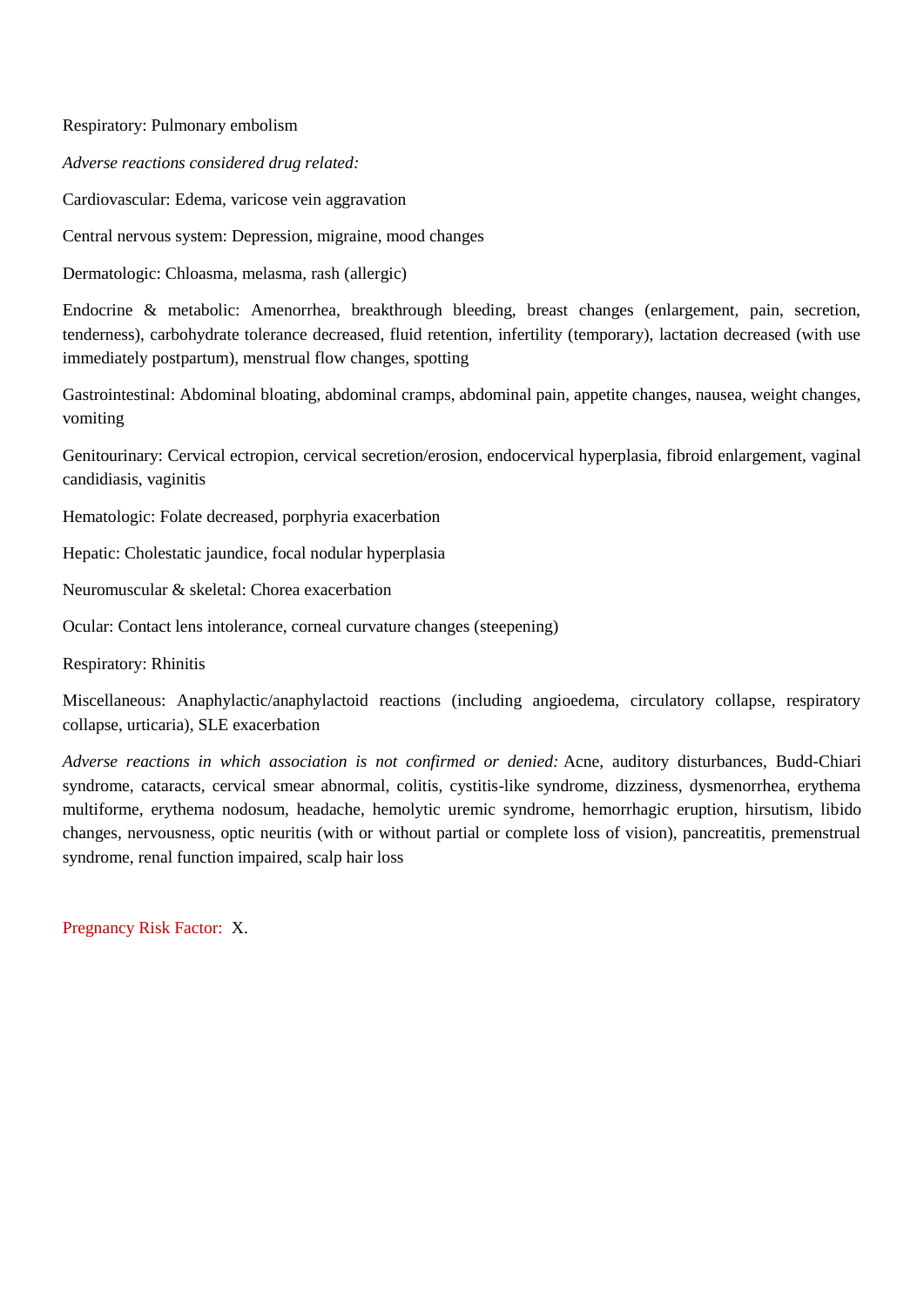Respiratory: Pulmonary embolism

*Adverse reactions considered drug related:*

Cardiovascular: Edema, varicose vein aggravation

Central nervous system: Depression, migraine, mood changes

Dermatologic: Chloasma, melasma, rash (allergic)

Endocrine & metabolic: Amenorrhea, breakthrough bleeding, breast changes (enlargement, pain, secretion, tenderness), carbohydrate tolerance decreased, fluid retention, infertility (temporary), lactation decreased (with use immediately postpartum), menstrual flow changes, spotting

Gastrointestinal: Abdominal bloating, abdominal cramps, abdominal pain, appetite changes, nausea, weight changes, vomiting

Genitourinary: Cervical ectropion, cervical secretion/erosion, endocervical hyperplasia, fibroid enlargement, vaginal candidiasis, vaginitis

Hematologic: Folate decreased, porphyria exacerbation

Hepatic: Cholestatic jaundice, focal nodular hyperplasia

Neuromuscular & skeletal: Chorea exacerbation

Ocular: Contact lens intolerance, corneal curvature changes (steepening)

Respiratory: Rhinitis

Miscellaneous: Anaphylactic/anaphylactoid reactions (including angioedema, circulatory collapse, respiratory collapse, urticaria), SLE exacerbation

*Adverse reactions in which association is not confirmed or denied:* Acne, auditory disturbances, Budd-Chiari syndrome, cataracts, cervical smear abnormal, colitis, cystitis-like syndrome, dizziness, dysmenorrhea, erythema multiforme, erythema nodosum, headache, hemolytic uremic syndrome, hemorrhagic eruption, hirsutism, libido changes, nervousness, optic neuritis (with or without partial or complete loss of vision), pancreatitis, premenstrual syndrome, renal function impaired, scalp hair loss

Pregnancy Risk Factor: X.